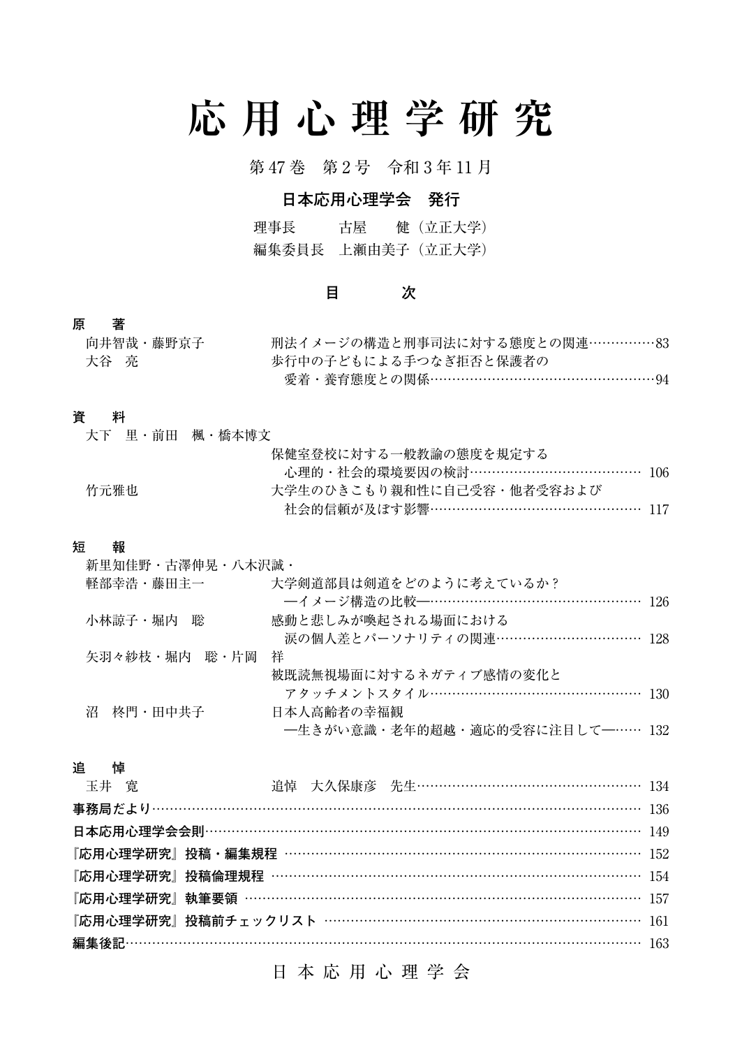# 応用心理学研究

第47巻　第2号　令和3年11月

**日本応用心理学会　発行**

理事長　　　古屋　　健（立正大学）
編集委員長　上瀬由美子（立正大学）

## 目　　次

### 原　著

向井智哉・藤野京子　刑法イメージの構造と刑事司法に対する態度との関連……………83

大谷　亮　歩行中の子どもによる手つなぎ拒否と保護者の愛着・養育態度との関係……………94

### 資　料

大下　里・前田　楓・橋本博文　保健室登校に対する一般教諭の態度を規定する心理的・社会的環境要因の検討……………106

竹元雅也　大学生のひきこもり親和性に自己受容・他者受容および社会的信頼が及ぼす影響……………117

### 短　報

新里知佳野・古澤伸晃・八木沢誠・軽部幸浩・藤田主一　大学剣道部員は剣道をどのように考えているか？―イメージ構造の比較―……………126

小林諒子・堀内　聡　感動と悲しみが喚起される場面における涙の個人差とパーソナリティの関連……………128

矢羽々紗枝・堀内　聡・片岡　祥　被既読無視場面に対するネガティブ感情の変化とアタッチメントスタイル……………130

沼　柊門・田中共子　日本人高齢者の幸福観―生きがい意識・老年的超越・適応的受容に注目して―……………132

### 追　悼

玉井　寛　追悼　大久保康彦　先生……………134

**事務局だより**……………136

**日本応用心理学会会則**……………149

**『応用心理学研究』投稿・編集規程**……………152

**『応用心理学研究』投稿倫理規程**……………154

**『応用心理学研究』執筆要領**……………157

**『応用心理学研究』投稿前チェックリスト**……………161

**編集後記**……………163

日 本 応 用 心 理 学 会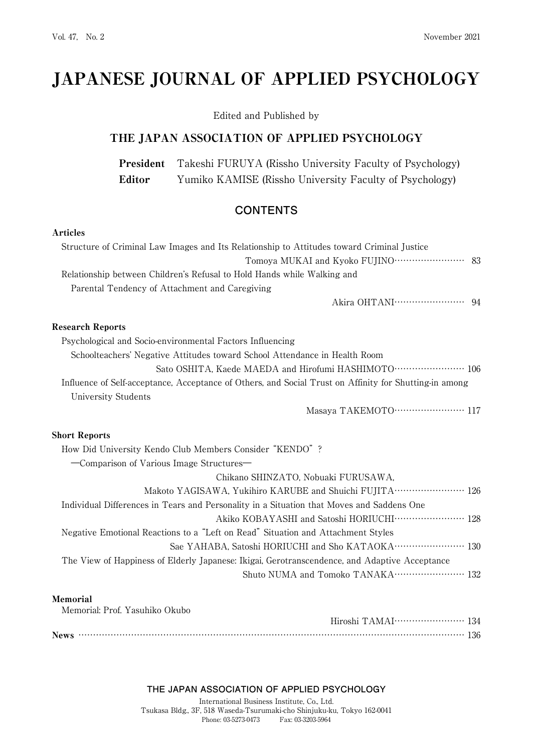# JAPANESE JOURNAL OF APPLIED PSYCHOLOGY

Vol. 47, No. 2 November 2021

Edited and Published by

## THE JAPAN ASSOCIATION OF APPLIED PSYCHOLOGY

**President** Takeshi FURUYA (Rissho University Faculty of Psychology)
**Editor** Yumiko KAMISE (Rissho University Faculty of Psychology)

## CONTENTS

**Articles**

Structure of Criminal Law Images and Its Relationship to Attitudes toward Criminal Justice
Tomoya MUKAI and Kyoko FUJINO……………………… 83

Relationship between Children's Refusal to Hold Hands while Walking and Parental Tendency of Attachment and Caregiving
Akira OHTANI……………………… 94

**Research Reports**

Psychological and Socio-environmental Factors Influencing Schoolteachers' Negative Attitudes toward School Attendance in Health Room
Sato OSHITA, Kaede MAEDA and Hirofumi HASHIMOTO……………………… 106

Influence of Self-acceptance, Acceptance of Others, and Social Trust on Affinity for Shutting-in among University Students
Masaya TAKEMOTO……………………… 117

**Short Reports**

How Did University Kendo Club Members Consider "KENDO"?
—Comparison of Various Image Structures—
Chikano SHINZATO, Nobuaki FURUSAWA, Makoto YAGISAWA, Yukihiro KARUBE and Shuichi FUJITA……………………… 126

Individual Differences in Tears and Personality in a Situation that Moves and Saddens One
Akiko KOBAYASHI and Satoshi HORIUCHI……………………… 128

Negative Emotional Reactions to a "Left on Read" Situation and Attachment Styles
Sae YAHABA, Satoshi HORIUCHI and Sho KATAOKA……………………… 130

The View of Happiness of Elderly Japanese: Ikigai, Gerotranscendence, and Adaptive Acceptance
Shuto NUMA and Tomoko TANAKA……………………… 132

**Memorial**

Memorial: Prof. Yasuhiko Okubo
Hiroshi TAMAI……………………… 134

**News** ……………………………………………………………………………… 136

**THE JAPAN ASSOCIATION OF APPLIED PSYCHOLOGY**
International Business Institute, Co., Ltd.
Tsukasa Bldg., 3F, 518 Waseda-Tsurumaki-cho Shinjuku-ku, Tokyo 162-0041
Phone: 03-5273-0473 Fax: 03-3203-5964